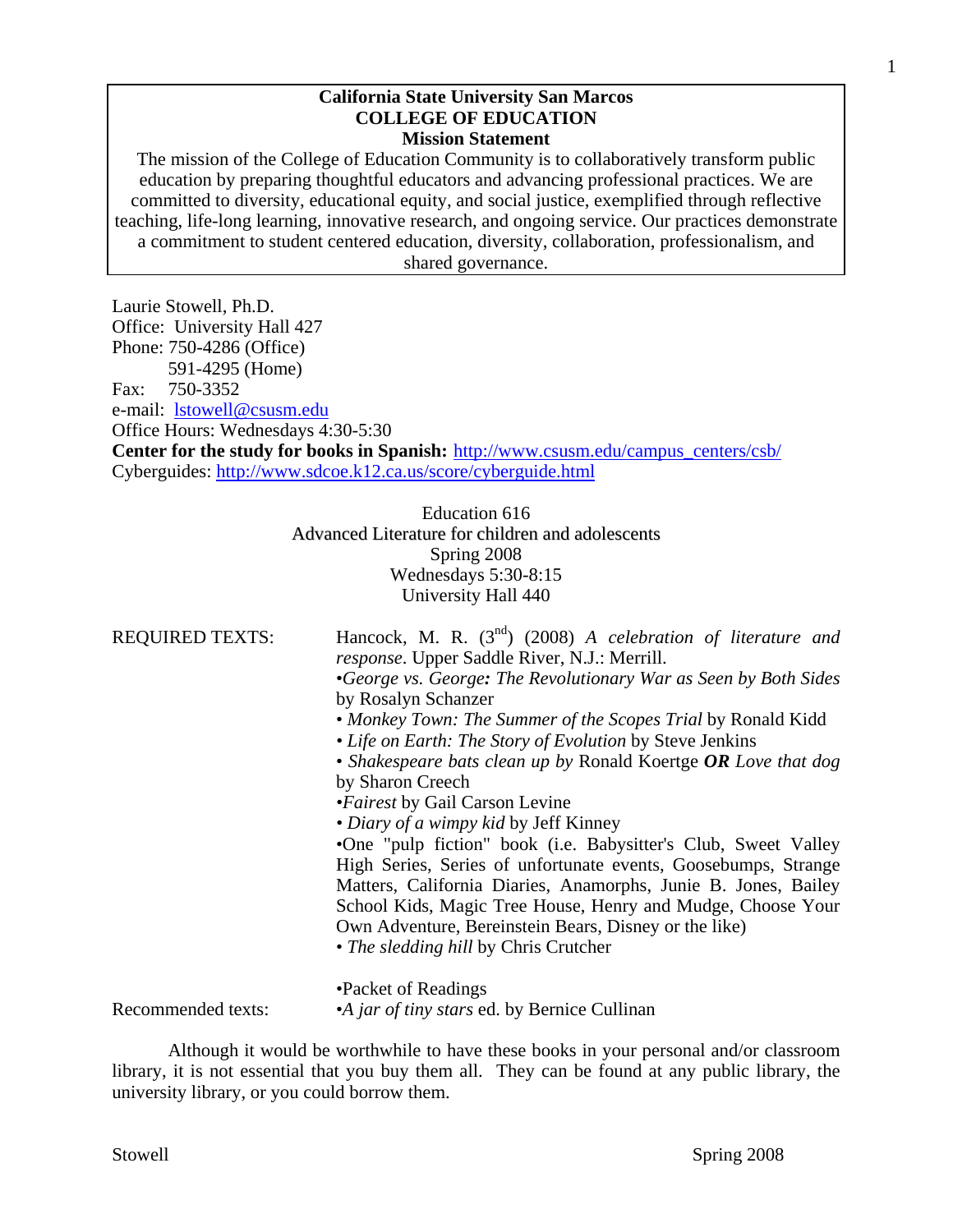**California State University San Marcos**
**COLLEGE OF EDUCATION**
**Mission Statement**

The mission of the College of Education Community is to collaboratively transform public education by preparing thoughtful educators and advancing professional practices. We are committed to diversity, educational equity, and social justice, exemplified through reflective teaching, life-long learning, innovative research, and ongoing service. Our practices demonstrate a commitment to student centered education, diversity, collaboration, professionalism, and shared governance.

Laurie Stowell, Ph.D.
Office: University Hall 427
Phone: 750-4286 (Office)
591-4295 (Home)
Fax: 750-3352
e-mail: lstowell@csusm.edu
Office Hours: Wednesdays 4:30-5:30
**Center for the study for books in Spanish:** http://www.csusm.edu/campus_centers/csb/
Cyberguides: http://www.sdcoe.k12.ca.us/score/cyberguide.html

Education 616
Advanced Literature for children and adolescents
Spring 2008
Wednesdays 5:30-8:15
University Hall 440

REQUIRED TEXTS:

Hancock, M. R. (3rd) (2008) *A celebration of literature and response*. Upper Saddle River, N.J.: Merrill.

- *George vs. George: The Revolutionary War as Seen by Both Sides* by Rosalyn Schanzer
- *Monkey Town: The Summer of the Scopes Trial* by Ronald Kidd
- *Life on Earth: The Story of Evolution* by Steve Jenkins
- *Shakespeare bats clean up by* Ronald Koertge ***OR*** *Love that dog* by Sharon Creech
- *Fairest* by Gail Carson Levine
- *Diary of a wimpy kid* by Jeff Kinney
- One "pulp fiction" book (i.e. Babysitter's Club, Sweet Valley High Series, Series of unfortunate events, Goosebumps, Strange Matters, California Diaries, Anamorphs, Junie B. Jones, Bailey School Kids, Magic Tree House, Henry and Mudge, Choose Your Own Adventure, Bereinstein Bears, Disney or the like)
- *The sledding hill* by Chris Crutcher

- Packet of Readings

Recommended texts:

- *A jar of tiny stars* ed. by Bernice Cullinan

Although it would be worthwhile to have these books in your personal and/or classroom library, it is not essential that you buy them all. They can be found at any public library, the university library, or you could borrow them.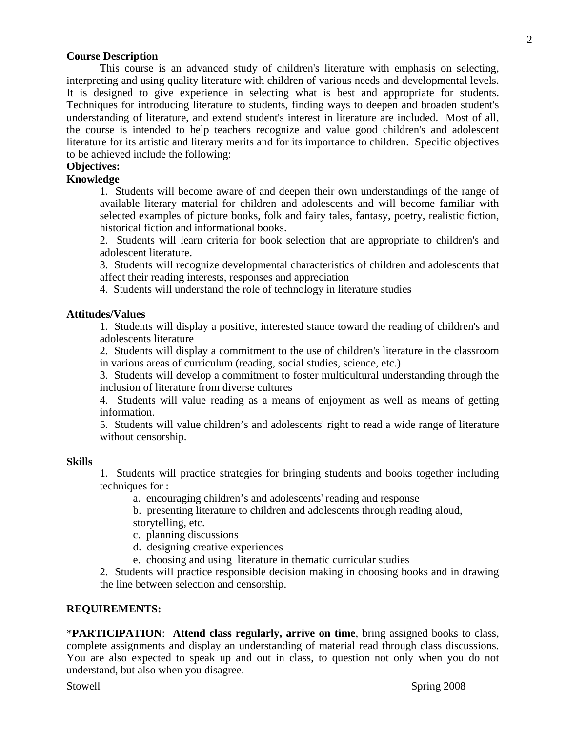**Course Description**

This course is an advanced study of children's literature with emphasis on selecting, interpreting and using quality literature with children of various needs and developmental levels. It is designed to give experience in selecting what is best and appropriate for students. Techniques for introducing literature to students, finding ways to deepen and broaden student's understanding of literature, and extend student's interest in literature are included. Most of all, the course is intended to help teachers recognize and value good children's and adolescent literature for its artistic and literary merits and for its importance to children. Specific objectives to be achieved include the following:

**Objectives:**

**Knowledge**

1. Students will become aware of and deepen their own understandings of the range of available literary material for children and adolescents and will become familiar with selected examples of picture books, folk and fairy tales, fantasy, poetry, realistic fiction, historical fiction and informational books.
2. Students will learn criteria for book selection that are appropriate to children's and adolescent literature.
3. Students will recognize developmental characteristics of children and adolescents that affect their reading interests, responses and appreciation
4. Students will understand the role of technology in literature studies

**Attitudes/Values**

1. Students will display a positive, interested stance toward the reading of children's and adolescents literature
2. Students will display a commitment to the use of children's literature in the classroom in various areas of curriculum (reading, social studies, science, etc.)
3. Students will develop a commitment to foster multicultural understanding through the inclusion of literature from diverse cultures
4. Students will value reading as a means of enjoyment as well as means of getting information.
5. Students will value children's and adolescents' right to read a wide range of literature without censorship.

**Skills**

1. Students will practice strategies for bringing students and books together including techniques for :
   a. encouraging children's and adolescents' reading and response
   b. presenting literature to children and adolescents through reading aloud, storytelling, etc.
   c. planning discussions
   d. designing creative experiences
   e. choosing and using literature in thematic curricular studies
2. Students will practice responsible decision making in choosing books and in drawing the line between selection and censorship.

**REQUIREMENTS:**

\***PARTICIPATION**: **Attend class regularly, arrive on time**, bring assigned books to class, complete assignments and display an understanding of material read through class discussions. You are also expected to speak up and out in class, to question not only when you do not understand, but also when you disagree.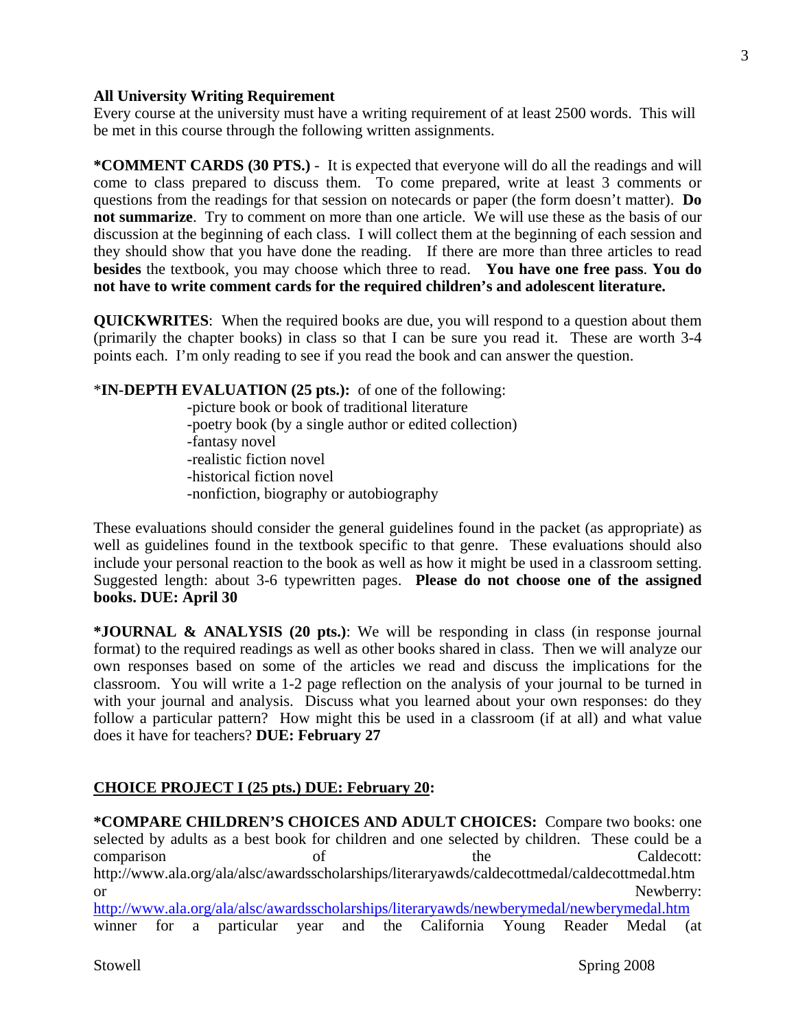**All University Writing Requirement**
Every course at the university must have a writing requirement of at least 2500 words. This will be met in this course through the following written assignments.

***COMMENT CARDS (30 PTS.)** - It is expected that everyone will do all the readings and will come to class prepared to discuss them. To come prepared, write at least 3 comments or questions from the readings for that session on notecards or paper (the form doesn't matter). **Do not summarize**. Try to comment on more than one article. We will use these as the basis of our discussion at the beginning of each class. I will collect them at the beginning of each session and they should show that you have done the reading. If there are more than three articles to read **besides** the textbook, you may choose which three to read. **You have one free pass**. **You do not have to write comment cards for the required children's and adolescent literature.**

**QUICKWRITES**: When the required books are due, you will respond to a question about them (primarily the chapter books) in class so that I can be sure you read it. These are worth 3-4 points each. I'm only reading to see if you read the book and can answer the question.

*__IN-DEPTH EVALUATION (25 pts.):__ of one of the following:

- picture book or book of traditional literature
- poetry book (by a single author or edited collection)
- fantasy novel
- realistic fiction novel
- historical fiction novel
- nonfiction, biography or autobiography

These evaluations should consider the general guidelines found in the packet (as appropriate) as well as guidelines found in the textbook specific to that genre. These evaluations should also include your personal reaction to the book as well as how it might be used in a classroom setting. Suggested length: about 3-6 typewritten pages. **Please do not choose one of the assigned books. DUE: April 30**

***JOURNAL & ANALYSIS (20 pts.)**: We will be responding in class (in response journal format) to the required readings as well as other books shared in class. Then we will analyze our own responses based on some of the articles we read and discuss the implications for the classroom. You will write a 1-2 page reflection on the analysis of your journal to be turned in with your journal and analysis. Discuss what you learned about your own responses: do they follow a particular pattern? How might this be used in a classroom (if at all) and what value does it have for teachers? **DUE: February 27**

**CHOICE PROJECT I (25 pts.) DUE: February 20:**

***COMPARE CHILDREN'S CHOICES AND ADULT CHOICES:** Compare two books: one selected by adults as a best book for children and one selected by children. These could be a comparison of the Caldecott: http://www.ala.org/ala/alsc/awardsscholarships/literaryawds/caldecottmedal/caldecottmedal.htm or Newberry: http://www.ala.org/ala/alsc/awardsscholarships/literaryawds/newberymedal/newberymedal.htm winner for a particular year and the California Young Reader Medal (at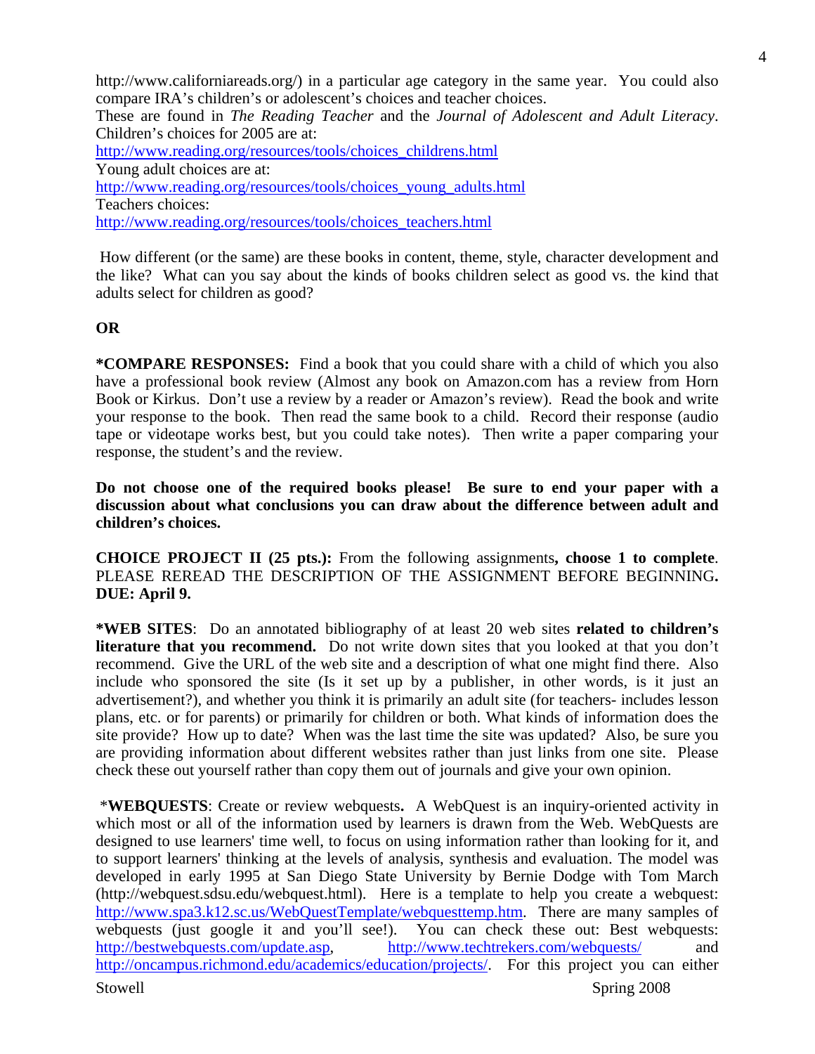http://www.californiareads.org/) in a particular age category in the same year. You could also compare IRA's children's or adolescent's choices and teacher choices.
These are found in *The Reading Teacher* and the *Journal of Adolescent and Adult Literacy*. Children's choices for 2005 are at:
http://www.reading.org/resources/tools/choices_childrens.html
Young adult choices are at:
http://www.reading.org/resources/tools/choices_young_adults.html
Teachers choices:
http://www.reading.org/resources/tools/choices_teachers.html

How different (or the same) are these books in content, theme, style, character development and the like? What can you say about the kinds of books children select as good vs. the kind that adults select for children as good?

**OR**

**\*COMPARE RESPONSES:** Find a book that you could share with a child of which you also have a professional book review (Almost any book on Amazon.com has a review from Horn Book or Kirkus. Don't use a review by a reader or Amazon's review). Read the book and write your response to the book. Then read the same book to a child. Record their response (audio tape or videotape works best, but you could take notes). Then write a paper comparing your response, the student's and the review.

**Do not choose one of the required books please! Be sure to end your paper with a discussion about what conclusions you can draw about the difference between adult and children's choices.**

**CHOICE PROJECT II (25 pts.):** From the following assignments**, choose 1 to complete**. PLEASE REREAD THE DESCRIPTION OF THE ASSIGNMENT BEFORE BEGINNING**. DUE: April 9.**

**\*WEB SITES**: Do an annotated bibliography of at least 20 web sites **related to children's literature that you recommend.** Do not write down sites that you looked at that you don't recommend. Give the URL of the web site and a description of what one might find there. Also include who sponsored the site (Is it set up by a publisher, in other words, is it just an advertisement?), and whether you think it is primarily an adult site (for teachers- includes lesson plans, etc. or for parents) or primarily for children or both. What kinds of information does the site provide? How up to date? When was the last time the site was updated? Also, be sure you are providing information about different websites rather than just links from one site. Please check these out yourself rather than copy them out of journals and give your own opinion.

\***WEBQUESTS**: Create or review webquests**.** A WebQuest is an inquiry-oriented activity in which most or all of the information used by learners is drawn from the Web. WebQuests are designed to use learners' time well, to focus on using information rather than looking for it, and to support learners' thinking at the levels of analysis, synthesis and evaluation. The model was developed in early 1995 at San Diego State University by Bernie Dodge with Tom March (http://webquest.sdsu.edu/webquest.html). Here is a template to help you create a webquest: http://www.spa3.k12.sc.us/WebQuestTemplate/webquesttemp.htm. There are many samples of webquests (just google it and you'll see!). You can check these out: Best webquests: http://bestwebquests.com/update.asp, http://www.techtrekers.com/webquests/ and http://oncampus.richmond.edu/academics/education/projects/. For this project you can either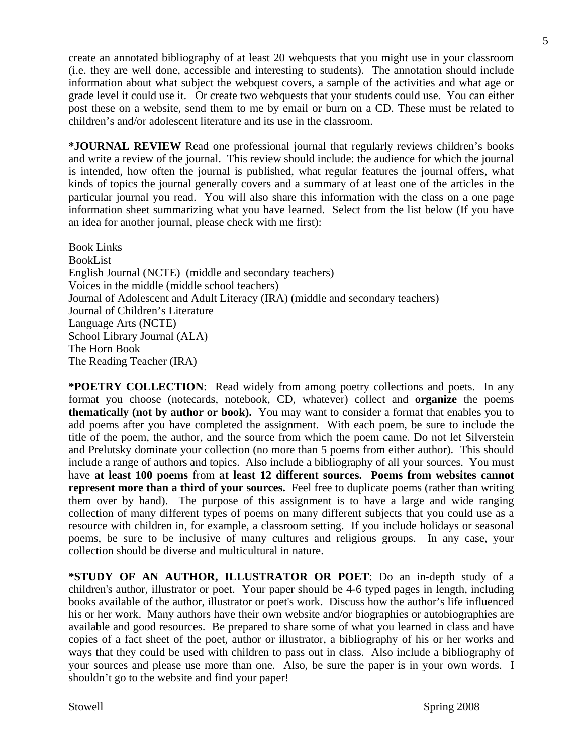create an annotated bibliography of at least 20 webquests that you might use in your classroom (i.e. they are well done, accessible and interesting to students). The annotation should include information about what subject the webquest covers, a sample of the activities and what age or grade level it could use it. Or create two webquests that your students could use. You can either post these on a website, send them to me by email or burn on a CD. These must be related to children's and/or adolescent literature and its use in the classroom.

**\*JOURNAL REVIEW** Read one professional journal that regularly reviews children's books and write a review of the journal. This review should include: the audience for which the journal is intended, how often the journal is published, what regular features the journal offers, what kinds of topics the journal generally covers and a summary of at least one of the articles in the particular journal you read. You will also share this information with the class on a one page information sheet summarizing what you have learned. Select from the list below (If you have an idea for another journal, please check with me first):

Book Links
BookList
English Journal (NCTE) (middle and secondary teachers)
Voices in the middle (middle school teachers)
Journal of Adolescent and Adult Literacy (IRA) (middle and secondary teachers)
Journal of Children's Literature
Language Arts (NCTE)
School Library Journal (ALA)
The Horn Book
The Reading Teacher (IRA)

**\*POETRY COLLECTION**: Read widely from among poetry collections and poets. In any format you choose (notecards, notebook, CD, whatever) collect and **organize** the poems **thematically (not by author or book).** You may want to consider a format that enables you to add poems after you have completed the assignment. With each poem, be sure to include the title of the poem, the author, and the source from which the poem came. Do not let Silverstein and Prelutsky dominate your collection (no more than 5 poems from either author). This should include a range of authors and topics. Also include a bibliography of all your sources. You must have **at least 100 poems** from **at least 12 different sources. Poems from websites cannot represent more than a third of your sources.** Feel free to duplicate poems (rather than writing them over by hand). The purpose of this assignment is to have a large and wide ranging collection of many different types of poems on many different subjects that you could use as a resource with children in, for example, a classroom setting. If you include holidays or seasonal poems, be sure to be inclusive of many cultures and religious groups. In any case, your collection should be diverse and multicultural in nature.

**\*STUDY OF AN AUTHOR, ILLUSTRATOR OR POET**: Do an in-depth study of a children's author, illustrator or poet. Your paper should be 4-6 typed pages in length, including books available of the author, illustrator or poet's work. Discuss how the author's life influenced his or her work. Many authors have their own website and/or biographies or autobiographies are available and good resources. Be prepared to share some of what you learned in class and have copies of a fact sheet of the poet, author or illustrator, a bibliography of his or her works and ways that they could be used with children to pass out in class. Also include a bibliography of your sources and please use more than one. Also, be sure the paper is in your own words. I shouldn't go to the website and find your paper!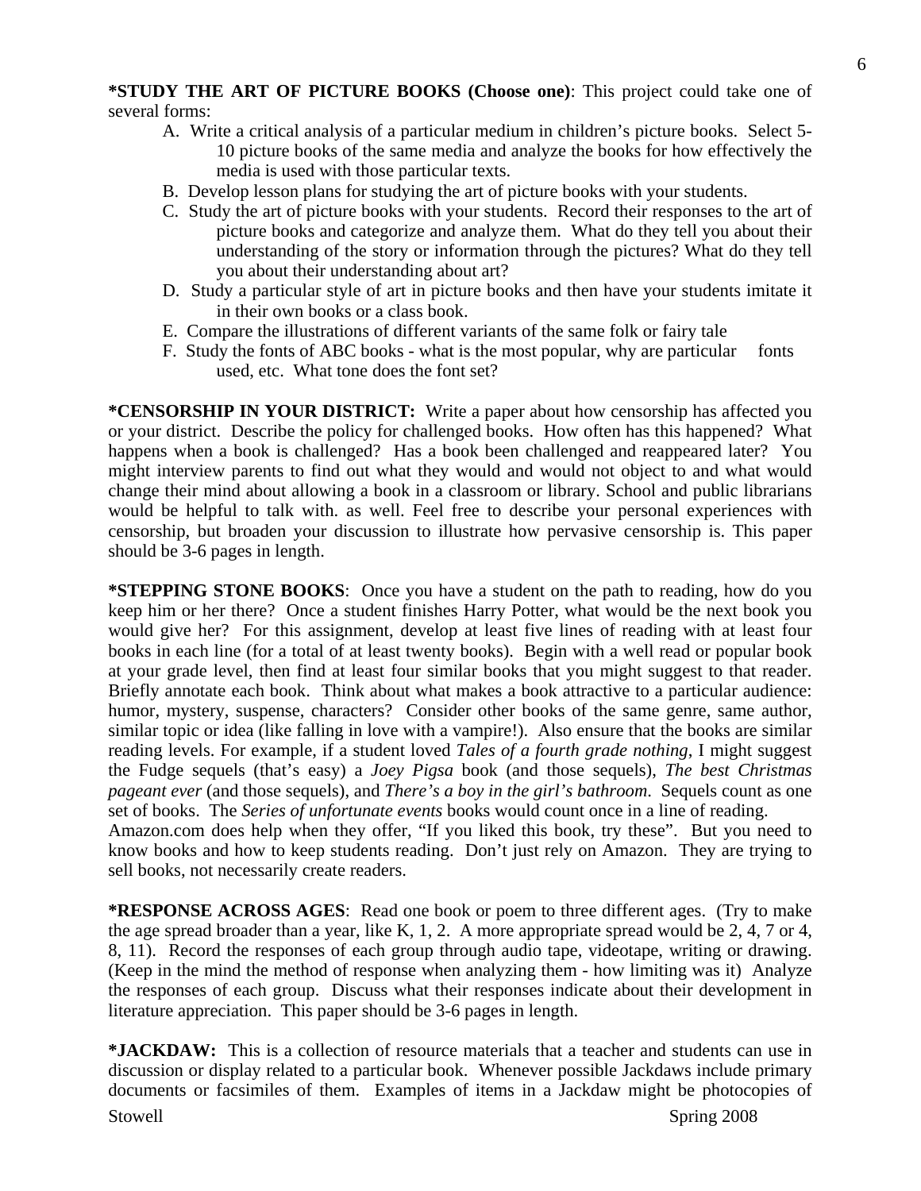**\*STUDY THE ART OF PICTURE BOOKS (Choose one)**: This project could take one of several forms:

A. Write a critical analysis of a particular medium in children's picture books. Select 5-10 picture books of the same media and analyze the books for how effectively the media is used with those particular texts.
B. Develop lesson plans for studying the art of picture books with your students.
C. Study the art of picture books with your students. Record their responses to the art of picture books and categorize and analyze them. What do they tell you about their understanding of the story or information through the pictures? What do they tell you about their understanding about art?
D. Study a particular style of art in picture books and then have your students imitate it in their own books or a class book.
E. Compare the illustrations of different variants of the same folk or fairy tale
F. Study the fonts of ABC books - what is the most popular, why are particular fonts used, etc. What tone does the font set?

**\*CENSORSHIP IN YOUR DISTRICT:** Write a paper about how censorship has affected you or your district. Describe the policy for challenged books. How often has this happened? What happens when a book is challenged? Has a book been challenged and reappeared later? You might interview parents to find out what they would and would not object to and what would change their mind about allowing a book in a classroom or library. School and public librarians would be helpful to talk with. as well. Feel free to describe your personal experiences with censorship, but broaden your discussion to illustrate how pervasive censorship is. This paper should be 3-6 pages in length.

**\*STEPPING STONE BOOKS**: Once you have a student on the path to reading, how do you keep him or her there? Once a student finishes Harry Potter, what would be the next book you would give her? For this assignment, develop at least five lines of reading with at least four books in each line (for a total of at least twenty books). Begin with a well read or popular book at your grade level, then find at least four similar books that you might suggest to that reader. Briefly annotate each book. Think about what makes a book attractive to a particular audience: humor, mystery, suspense, characters? Consider other books of the same genre, same author, similar topic or idea (like falling in love with a vampire!). Also ensure that the books are similar reading levels. For example, if a student loved *Tales of a fourth grade nothing*, I might suggest the Fudge sequels (that's easy) a *Joey Pigsa* book (and those sequels), *The best Christmas pageant ever* (and those sequels), and *There's a boy in the girl's bathroom*. Sequels count as one set of books. The *Series of unfortunate events* books would count once in a line of reading.
Amazon.com does help when they offer, "If you liked this book, try these". But you need to know books and how to keep students reading. Don't just rely on Amazon. They are trying to sell books, not necessarily create readers.

**\*RESPONSE ACROSS AGES**: Read one book or poem to three different ages. (Try to make the age spread broader than a year, like K, 1, 2. A more appropriate spread would be 2, 4, 7 or 4, 8, 11). Record the responses of each group through audio tape, videotape, writing or drawing. (Keep in the mind the method of response when analyzing them - how limiting was it) Analyze the responses of each group. Discuss what their responses indicate about their development in literature appreciation. This paper should be 3-6 pages in length.

**\*JACKDAW:** This is a collection of resource materials that a teacher and students can use in discussion or display related to a particular book. Whenever possible Jackdaws include primary documents or facsimiles of them. Examples of items in a Jackdaw might be photocopies of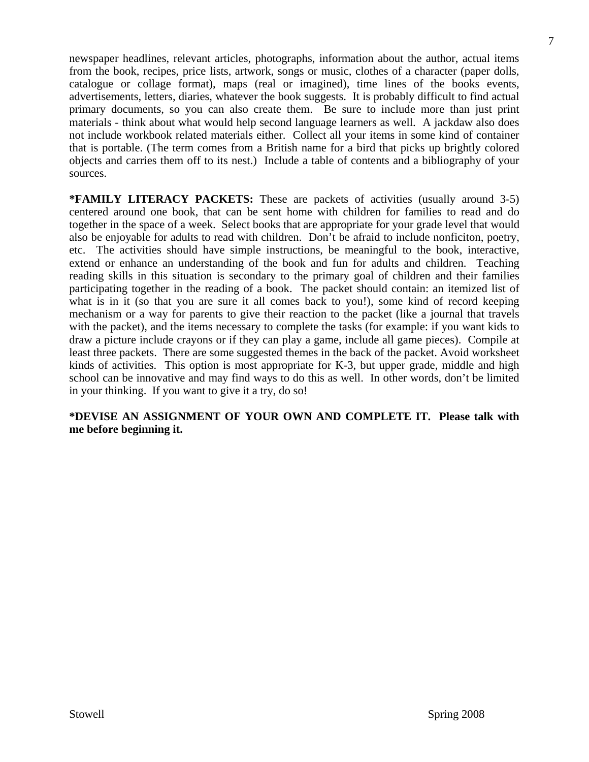newspaper headlines, relevant articles, photographs, information about the author, actual items from the book, recipes, price lists, artwork, songs or music, clothes of a character (paper dolls, catalogue or collage format), maps (real or imagined), time lines of the books events, advertisements, letters, diaries, whatever the book suggests. It is probably difficult to find actual primary documents, so you can also create them. Be sure to include more than just print materials - think about what would help second language learners as well. A jackdaw also does not include workbook related materials either. Collect all your items in some kind of container that is portable. (The term comes from a British name for a bird that picks up brightly colored objects and carries them off to its nest.) Include a table of contents and a bibliography of your sources.

**\*FAMILY LITERACY PACKETS:** These are packets of activities (usually around 3-5) centered around one book, that can be sent home with children for families to read and do together in the space of a week. Select books that are appropriate for your grade level that would also be enjoyable for adults to read with children. Don't be afraid to include nonficiton, poetry, etc. The activities should have simple instructions, be meaningful to the book, interactive, extend or enhance an understanding of the book and fun for adults and children. Teaching reading skills in this situation is secondary to the primary goal of children and their families participating together in the reading of a book. The packet should contain: an itemized list of what is in it (so that you are sure it all comes back to you!), some kind of record keeping mechanism or a way for parents to give their reaction to the packet (like a journal that travels with the packet), and the items necessary to complete the tasks (for example: if you want kids to draw a picture include crayons or if they can play a game, include all game pieces). Compile at least three packets. There are some suggested themes in the back of the packet. Avoid worksheet kinds of activities. This option is most appropriate for K-3, but upper grade, middle and high school can be innovative and may find ways to do this as well. In other words, don't be limited in your thinking. If you want to give it a try, do so!

**\*DEVISE AN ASSIGNMENT OF YOUR OWN AND COMPLETE IT. Please talk with me before beginning it.**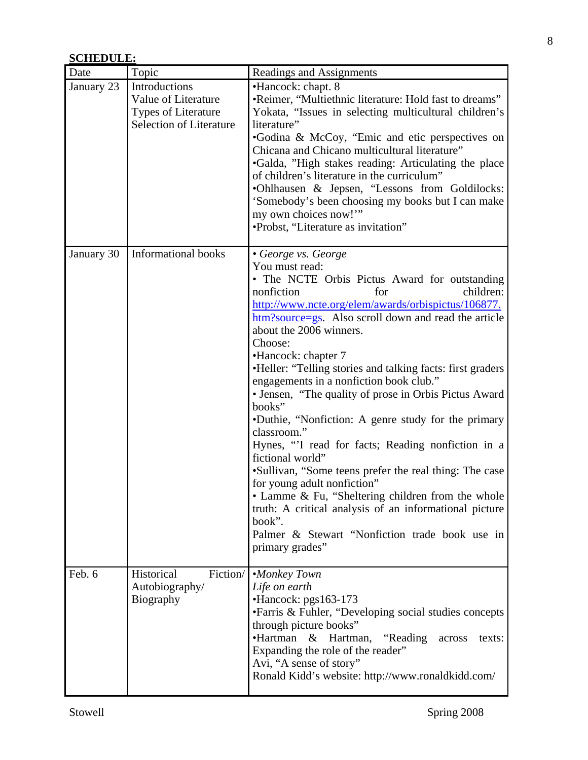**SCHEDULE:**

| Date | Topic | Readings and Assignments |
|---|---|---|
| January 23 | Introductions<br>Value of Literature<br>Types of Literature<br>Selection of Literature | •Hancock: chapt. 8<br>•Reimer, "Multiethnic literature: Hold fast to dreams"<br>Yokata, "Issues in selecting multicultural children's literature"<br>•Godina & McCoy, "Emic and etic perspectives on Chicana and Chicano multicultural literature"<br>•Galda, "High stakes reading: Articulating the place of children's literature in the curriculum"<br>•Ohlhausen & Jepsen, "Lessons from Goldilocks: 'Somebody's been choosing my books but I can make my own choices now!'"<br>•Probst, "Literature as invitation" |
| January 30 | Informational books | • *George vs. George*<br>You must read:<br>• The NCTE Orbis Pictus Award for outstanding nonfiction for children: [http://www.ncte.org/elem/awards/orbispictus/106877.htm?source=gs](http://www.ncte.org/elem/awards/orbispictus/106877.htm?source=gs). Also scroll down and read the article about the 2006 winners.<br>Choose:<br>•Hancock: chapter 7<br>•Heller: "Telling stories and talking facts: first graders engagements in a nonfiction book club."<br>• Jensen, "The quality of prose in Orbis Pictus Award books"<br>•Duthie, "Nonfiction: A genre study for the primary classroom."<br>Hynes, "'I read for facts; Reading nonfiction in a fictional world"<br>•Sullivan, "Some teens prefer the real thing: The case for young adult nonfiction"<br>• Lamme & Fu, "Sheltering children from the whole truth: A critical analysis of an informational picture book".<br>Palmer & Stewart "Nonfiction trade book use in primary grades" |
| Feb. 6 | Historical Fiction/<br>Autobiography/<br>Biography | •*Monkey Town*<br>*Life on earth*<br>•Hancock: pgs163-173<br>•Farris & Fuhler, "Developing social studies concepts through picture books"<br>•Hartman & Hartman, "Reading across texts: Expanding the role of the reader"<br>Avi, "A sense of story"<br>Ronald Kidd's website: http://www.ronaldkidd.com/ |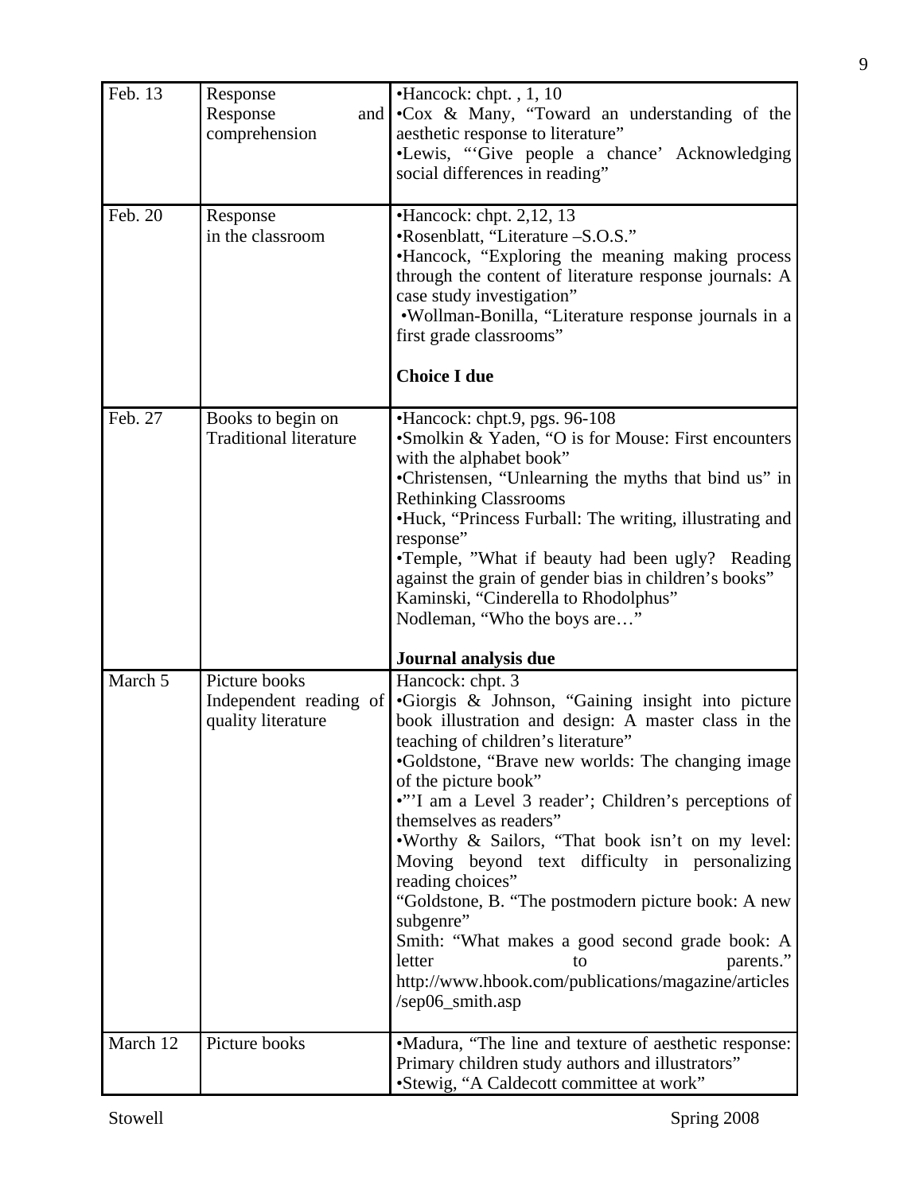| | | |
|---|---|---|
| Feb. 13 | Response<br>Response and comprehension | •Hancock: chpt. , 1, 10<br>•Cox & Many, "Toward an understanding of the aesthetic response to literature"<br>•Lewis, "'Give people a chance' Acknowledging social differences in reading" |
| Feb. 20 | Response<br>in the classroom | •Hancock: chpt. 2,12, 13<br>•Rosenblatt, "Literature –S.O.S."<br>•Hancock, "Exploring the meaning making process through the content of literature response journals: A case study investigation"<br>•Wollman-Bonilla, "Literature response journals in a first grade classrooms"<br><br>**Choice I due** |
| Feb. 27 | Books to begin on<br>Traditional literature | •Hancock: chpt.9, pgs. 96-108<br>•Smolkin & Yaden, "O is for Mouse: First encounters with the alphabet book"<br>•Christensen, "Unlearning the myths that bind us" in Rethinking Classrooms<br>•Huck, "Princess Furball: The writing, illustrating and response"<br>•Temple, "What if beauty had been ugly? Reading against the grain of gender bias in children's books"<br>Kaminski, "Cinderella to Rhodolphus"<br>Nodleman, "Who the boys are…"<br><br>**Journal analysis due** |
| March 5 | Picture books<br>Independent reading of quality literature | Hancock: chpt. 3<br>•Giorgis & Johnson, "Gaining insight into picture book illustration and design: A master class in the teaching of children's literature"<br>•Goldstone, "Brave new worlds: The changing image of the picture book"<br>•"'I am a Level 3 reader'; Children's perceptions of themselves as readers"<br>•Worthy & Sailors, "That book isn't on my level: Moving beyond text difficulty in personalizing reading choices"<br>"Goldstone, B. "The postmodern picture book: A new subgenre"<br>Smith: "What makes a good second grade book: A letter to parents."<br>http://www.hbook.com/publications/magazine/articles/sep06_smith.asp |
| March 12 | Picture books | •Madura, "The line and texture of aesthetic response: Primary children study authors and illustrators"<br>•Stewig, "A Caldecott committee at work" |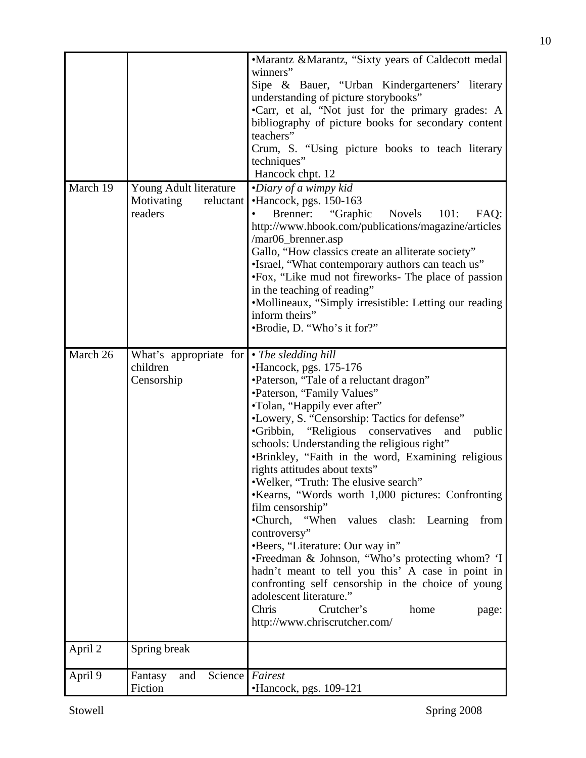| | | |
|---|---|---|
| | | •Marantz &Marantz, "Sixty years of Caldecott medal winners"<br>Sipe & Bauer, "Urban Kindergarteners' literary understanding of picture storybooks"<br>•Carr, et al, "Not just for the primary grades: A bibliography of picture books for secondary content teachers"<br>Crum, S. "Using picture books to teach literary techniques"<br>Hancock chpt. 12 |
| March 19 | Young Adult literature<br>Motivating reluctant readers | •*Diary of a wimpy kid*<br>•Hancock, pgs. 150-163<br>• Brenner: "Graphic Novels 101: FAQ: http://www.hbook.com/publications/magazine/articles/mar06_brenner.asp<br>Gallo, "How classics create an alliterate society"<br>•Israel, "What contemporary authors can teach us"<br>•Fox, "Like mud not fireworks- The place of passion in the teaching of reading"<br>•Mollineaux, "Simply irresistible: Letting our reading inform theirs"<br>•Brodie, D. "Who's it for?" |
| March 26 | What's appropriate for children<br>Censorship | • *The sledding hill*<br>•Hancock, pgs. 175-176<br>•Paterson, "Tale of a reluctant dragon"<br>•Paterson, "Family Values"<br>•Tolan, "Happily ever after"<br>•Lowery, S. "Censorship: Tactics for defense"<br>•Gribbin, "Religious conservatives and public schools: Understanding the religious right"<br>•Brinkley, "Faith in the word, Examining religious rights attitudes about texts"<br>•Welker, "Truth: The elusive search"<br>•Kearns, "Words worth 1,000 pictures: Confronting film censorship"<br>•Church, "When values clash: Learning from controversy"<br>•Beers, "Literature: Our way in"<br>•Freedman & Johnson, "Who's protecting whom? 'I hadn't meant to tell you this' A case in point in confronting self censorship in the choice of young adolescent literature."<br>Chris Crutcher's home page: http://www.chriscrutcher.com/ |
| April 2 | Spring break | |
| April 9 | Fantasy and Science Fiction | *Fairest*<br>•Hancock, pgs. 109-121 |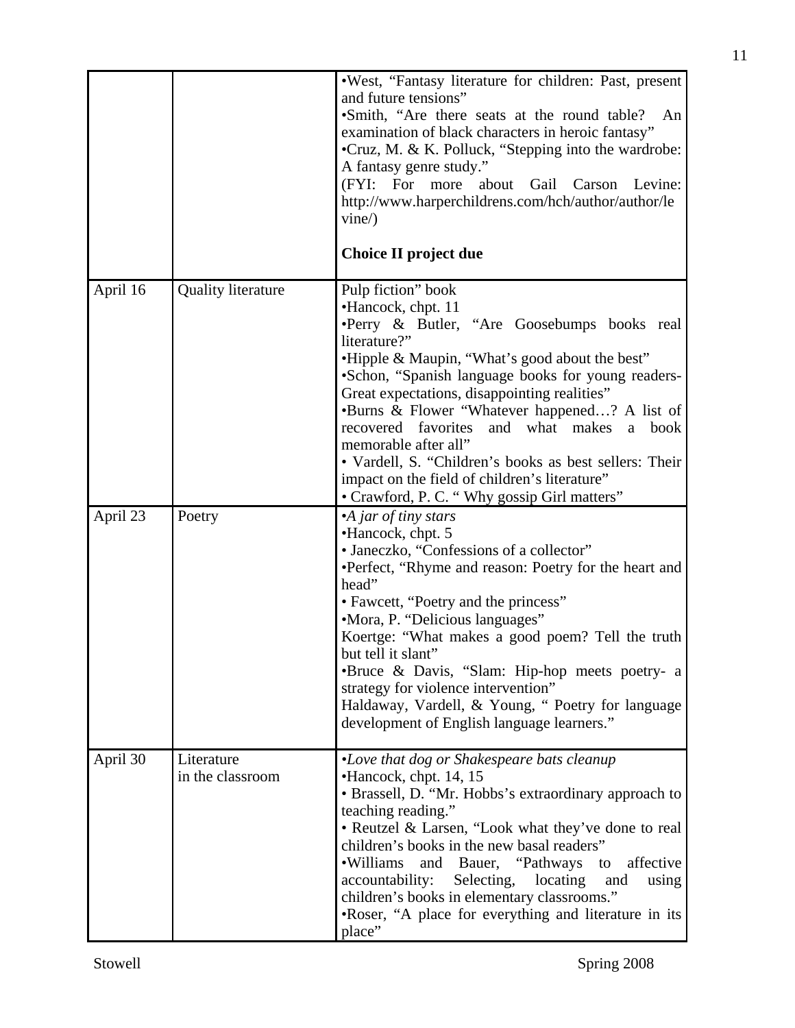| | | |
|---|---|---|
| | | •West, "Fantasy literature for children: Past, present and future tensions"<br>•Smith, "Are there seats at the round table? An examination of black characters in heroic fantasy"<br>•Cruz, M. & K. Polluck, "Stepping into the wardrobe: A fantasy genre study."<br>(FYI: For more about Gail Carson Levine: http://www.harperchildrens.com/hch/author/author/levine/)<br><br>**Choice II project due** |
| April 16 | Quality literature | Pulp fiction" book<br>•Hancock, chpt. 11<br>•Perry & Butler, "Are Goosebumps books real literature?"<br>•Hipple & Maupin, "What's good about the best"<br>•Schon, "Spanish language books for young readers- Great expectations, disappointing realities"<br>•Burns & Flower "Whatever happened…? A list of recovered favorites and what makes a book memorable after all"<br>• Vardell, S. "Children's books as best sellers: Their impact on the field of children's literature"<br>• Crawford, P. C. " Why gossip Girl matters" |
| April 23 | Poetry | •*A jar of tiny stars*<br>•Hancock, chpt. 5<br>• Janeczko, "Confessions of a collector"<br>•Perfect, "Rhyme and reason: Poetry for the heart and head"<br>• Fawcett, "Poetry and the princess"<br>•Mora, P. "Delicious languages"<br>Koertge: "What makes a good poem? Tell the truth but tell it slant"<br>•Bruce & Davis, "Slam: Hip-hop meets poetry- a strategy for violence intervention"<br>Haldaway, Vardell, & Young, " Poetry for language development of English language learners." |
| April 30 | Literature in the classroom | •*Love that dog or Shakespeare bats cleanup*<br>•Hancock, chpt. 14, 15<br>• Brassell, D. "Mr. Hobbs's extraordinary approach to teaching reading."<br>• Reutzel & Larsen, "Look what they've done to real children's books in the new basal readers"<br>•Williams and Bauer, "Pathways to affective accountability: Selecting, locating and using children's books in elementary classrooms."<br>•Roser, "A place for everything and literature in its place" |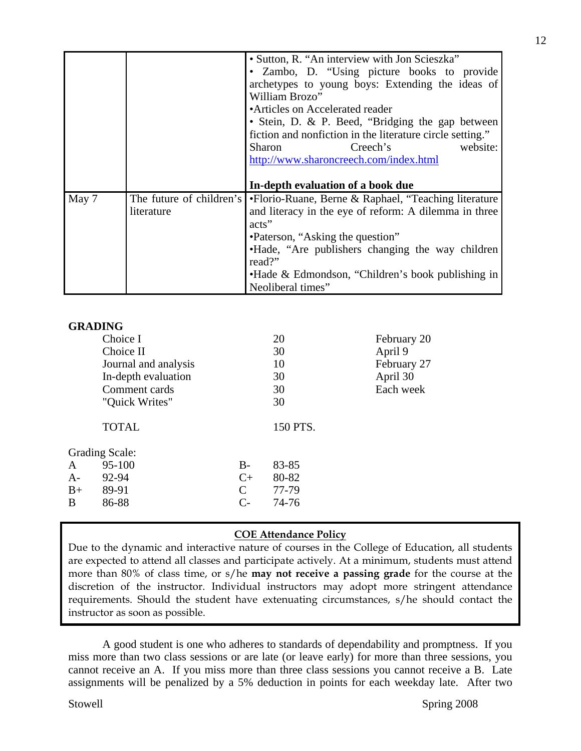| | | |
|---|---|---|
| | | • Sutton, R. "An interview with Jon Scieszka"<br>• Zambo, D. "Using picture books to provide archetypes to young boys: Extending the ideas of William Brozo"<br>•Articles on Accelerated reader<br>• Stein, D. & P. Beed, "Bridging the gap between fiction and nonfiction in the literature circle setting." Sharon Creech's website: http://www.sharoncreech.com/index.html<br><br>**In-depth evaluation of a book due** |
| May 7 | The future of children's literature | •Florio-Ruane, Berne & Raphael, "Teaching literature and literacy in the eye of reform: A dilemma in three acts"<br>•Paterson, "Asking the question"<br>•Hade, "Are publishers changing the way children read?"<br>•Hade & Edmondson, "Children's book publishing in Neoliberal times" |

**GRADING**

| | | |
|---|---|---|
| Choice I | 20 | February 20 |
| Choice II | 30 | April 9 |
| Journal and analysis | 10 | February 27 |
| In-depth evaluation | 30 | April 30 |
| Comment cards | 30 | Each week |
| "Quick Writes" | 30 | |
| TOTAL | 150 PTS. | |

Grading Scale:

| | | | |
|---|---|---|---|
| A | 95-100 | B- | 83-85 |
| A- | 92-94 | C+ | 80-82 |
| B+ | 89-91 | C | 77-79 |
| B | 86-88 | C- | 74-76 |

**COE Attendance Policy**

Due to the dynamic and interactive nature of courses in the College of Education, all students are expected to attend all classes and participate actively. At a minimum, students must attend more than 80% of class time, or s/he **may not receive a passing grade** for the course at the discretion of the instructor. Individual instructors may adopt more stringent attendance requirements. Should the student have extenuating circumstances, s/he should contact the instructor as soon as possible.

A good student is one who adheres to standards of dependability and promptness. If you miss more than two class sessions or are late (or leave early) for more than three sessions, you cannot receive an A. If you miss more than three class sessions you cannot receive a B. Late assignments will be penalized by a 5% deduction in points for each weekday late. After two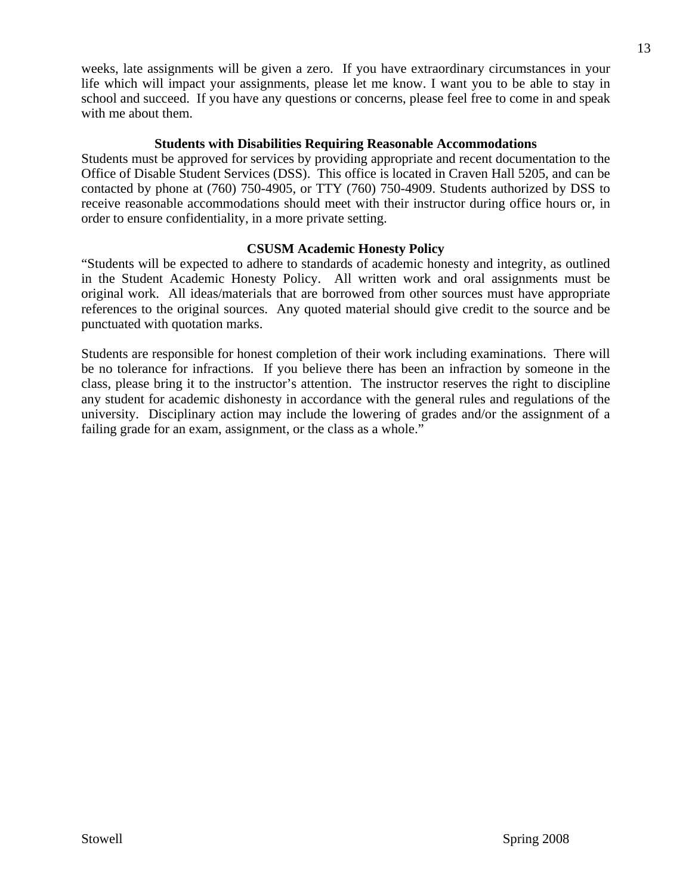weeks, late assignments will be given a zero. If you have extraordinary circumstances in your life which will impact your assignments, please let me know. I want you to be able to stay in school and succeed. If you have any questions or concerns, please feel free to come in and speak with me about them.

### Students with Disabilities Requiring Reasonable Accommodations

Students must be approved for services by providing appropriate and recent documentation to the Office of Disable Student Services (DSS). This office is located in Craven Hall 5205, and can be contacted by phone at (760) 750-4905, or TTY (760) 750-4909. Students authorized by DSS to receive reasonable accommodations should meet with their instructor during office hours or, in order to ensure confidentiality, in a more private setting.

### CSUSM Academic Honesty Policy

"Students will be expected to adhere to standards of academic honesty and integrity, as outlined in the Student Academic Honesty Policy. All written work and oral assignments must be original work. All ideas/materials that are borrowed from other sources must have appropriate references to the original sources. Any quoted material should give credit to the source and be punctuated with quotation marks.

Students are responsible for honest completion of their work including examinations. There will be no tolerance for infractions. If you believe there has been an infraction by someone in the class, please bring it to the instructor's attention. The instructor reserves the right to discipline any student for academic dishonesty in accordance with the general rules and regulations of the university. Disciplinary action may include the lowering of grades and/or the assignment of a failing grade for an exam, assignment, or the class as a whole."